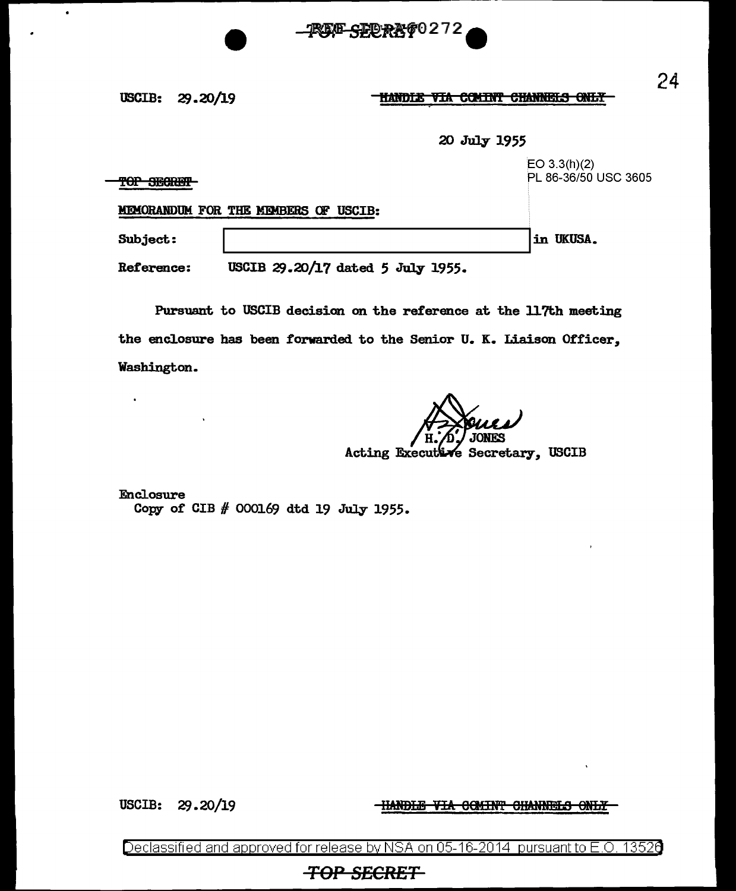REF ID:A60272

USCIB: 29.20/19

~~HANDLE VIA COMINT CHANNELS ONLY~~

20 July 1955

EO 3.3(h)(2)
PL 86-36/50 USC 3605

~~TOP SECRET~~

MEMORANDUM FOR THE MEMBERS OF USCIB:

Subject: [redacted] in UKUSA.

Reference: USCIB 29.20/17 dated 5 July 1955.

Pursuant to USCIB decision on the reference at the 117th meeting the enclosure has been forwarded to the Senior U. K. Liaison Officer, Washington.

H. D. JONES
Acting Executive Secretary, USCIB

Enclosure
Copy of CIB # 000169 dtd 19 July 1955.

USCIB: 29.20/19

~~HANDLE VIA COMINT CHANNELS ONLY~~

Declassified and approved for release by NSA on 05-16-2014 pursuant to E.O. 13526

~~TOP SECRET~~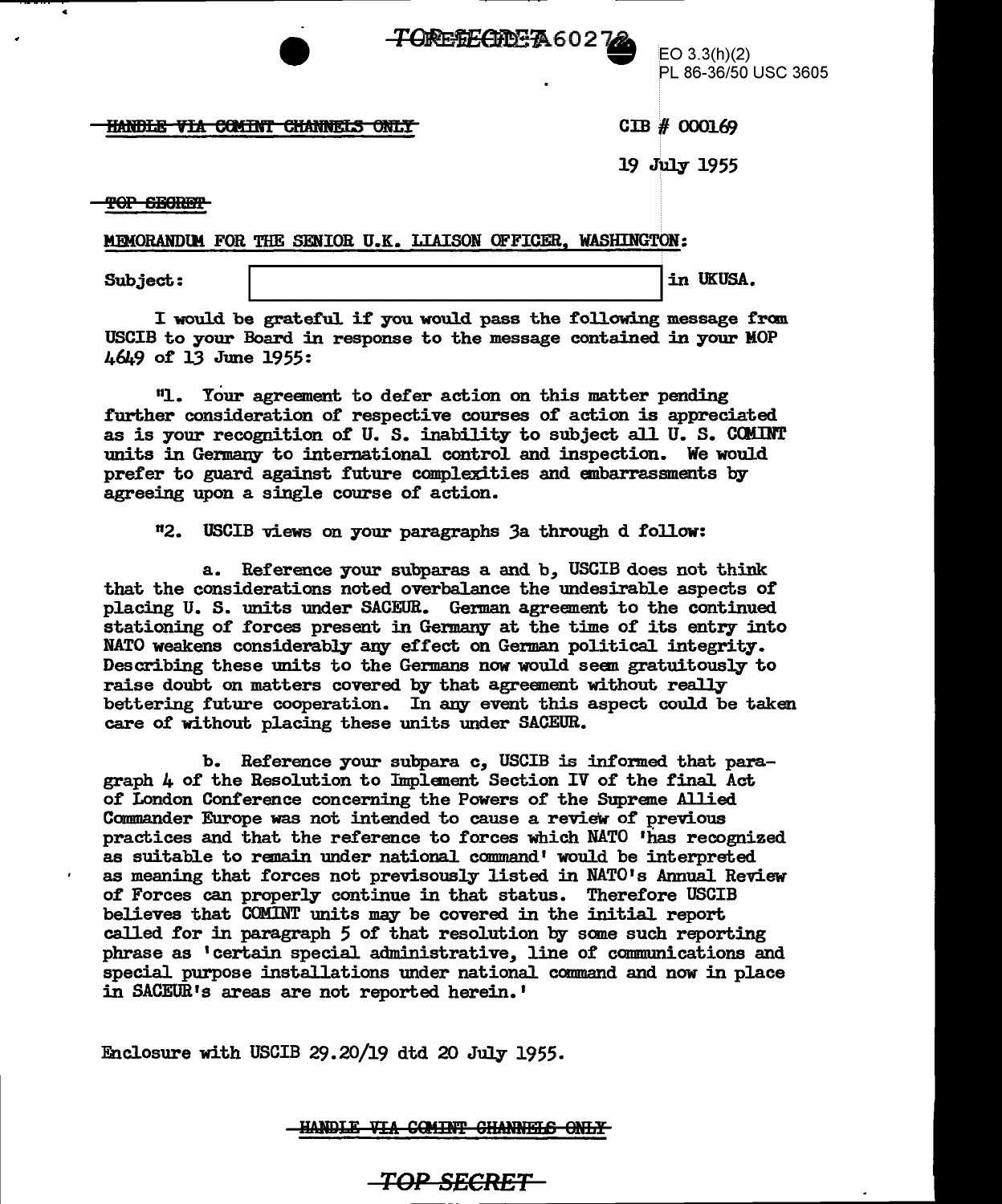TOP SECRET A60272

EO 3.3(h)(2)
PL 86-36/50 USC 3605

~~HANDLE VIA COMINT CHANNELS ONLY~~

CIB # 000169

19 July 1955

~~TOP SECRET~~

MEMORANDUM FOR THE SENIOR U.K. LIAISON OFFICER, WASHINGTON:

Subject: [REDACTED] in UKUSA.

I would be grateful if you would pass the following message from USCIB to your Board in response to the message contained in your MOP 4649 of 13 June 1955:

"1. Your agreement to defer action on this matter pending further consideration of respective courses of action is appreciated as is your recognition of U. S. inability to subject all U. S. COMINT units in Germany to international control and inspection. We would prefer to guard against future complexities and embarrassments by agreeing upon a single course of action.

"2. USCIB views on your paragraphs 3a through d follow:

a. Reference your subparas a and b, USCIB does not think that the considerations noted overbalance the undesirable aspects of placing U. S. units under SACEUR. German agreement to the continued stationing of forces present in Germany at the time of its entry into NATO weakens considerably any effect on German political integrity. Describing these units to the Germans now would seem gratuitously to raise doubt on matters covered by that agreement without really bettering future cooperation. In any event this aspect could be taken care of without placing these units under SACEUR.

b. Reference your subpara c, USCIB is informed that paragraph 4 of the Resolution to Implement Section IV of the final Act of London Conference concerning the Powers of the Supreme Allied Commander Europe was not intended to cause a review of previous practices and that the reference to forces which NATO 'has recognized as suitable to remain under national command' would be interpreted as meaning that forces not previsously listed in NATO's Annual Review of Forces can properly continue in that status. Therefore USCIB believes that COMINT units may be covered in the initial report called for in paragraph 5 of that resolution by some such reporting phrase as 'certain special administrative, line of communications and special purpose installations under national command and now in place in SACEUR's areas are not reported herein.'

Enclosure with USCIB 29.20/19 dtd 20 July 1955.

~~HANDLE VIA COMINT CHANNELS ONLY~~

~~TOP SECRET~~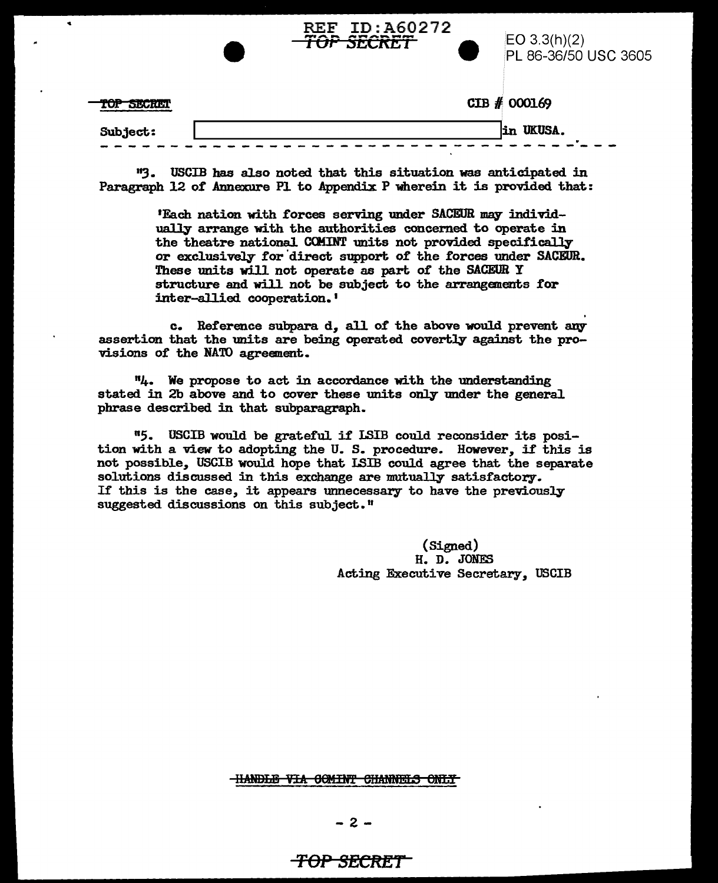TOP SECRET

EO 3.3(h)(2)
PL 86-36/50 USC 3605

TOP SECRET CIB # 000169

Subject: [redacted] in UKUSA.

"3. USCIB has also noted that this situation was anticipated in Paragraph 12 of Annexure P1 to Appendix P wherein it is provided that:

> 'Each nation with forces serving under SACEUR may individually arrange with the authorities concerned to operate in the theatre national COMINT units not provided specifically or exclusively for direct support of the forces under SACEUR. These units will not operate as part of the SACEUR Y structure and will not be subject to the arrangements for inter-allied cooperation.'

c. Reference subpara d, all of the above would prevent any assertion that the units are being operated covertly against the provisions of the NATO agreement.

"4. We propose to act in accordance with the understanding stated in 2b above and to cover these units only under the general phrase described in that subparagraph.

"5. USCIB would be grateful if LSIB could reconsider its position with a view to adopting the U. S. procedure. However, if this is not possible, USCIB would hope that LSIB could agree that the separate solutions discussed in this exchange are mutually satisfactory. If this is the case, it appears unnecessary to have the previously suggested discussions on this subject."

(Signed)
H. D. JONES
Acting Executive Secretary, USCIB

HANDLE VIA COMINT CHANNELS ONLY

TOP SECRET